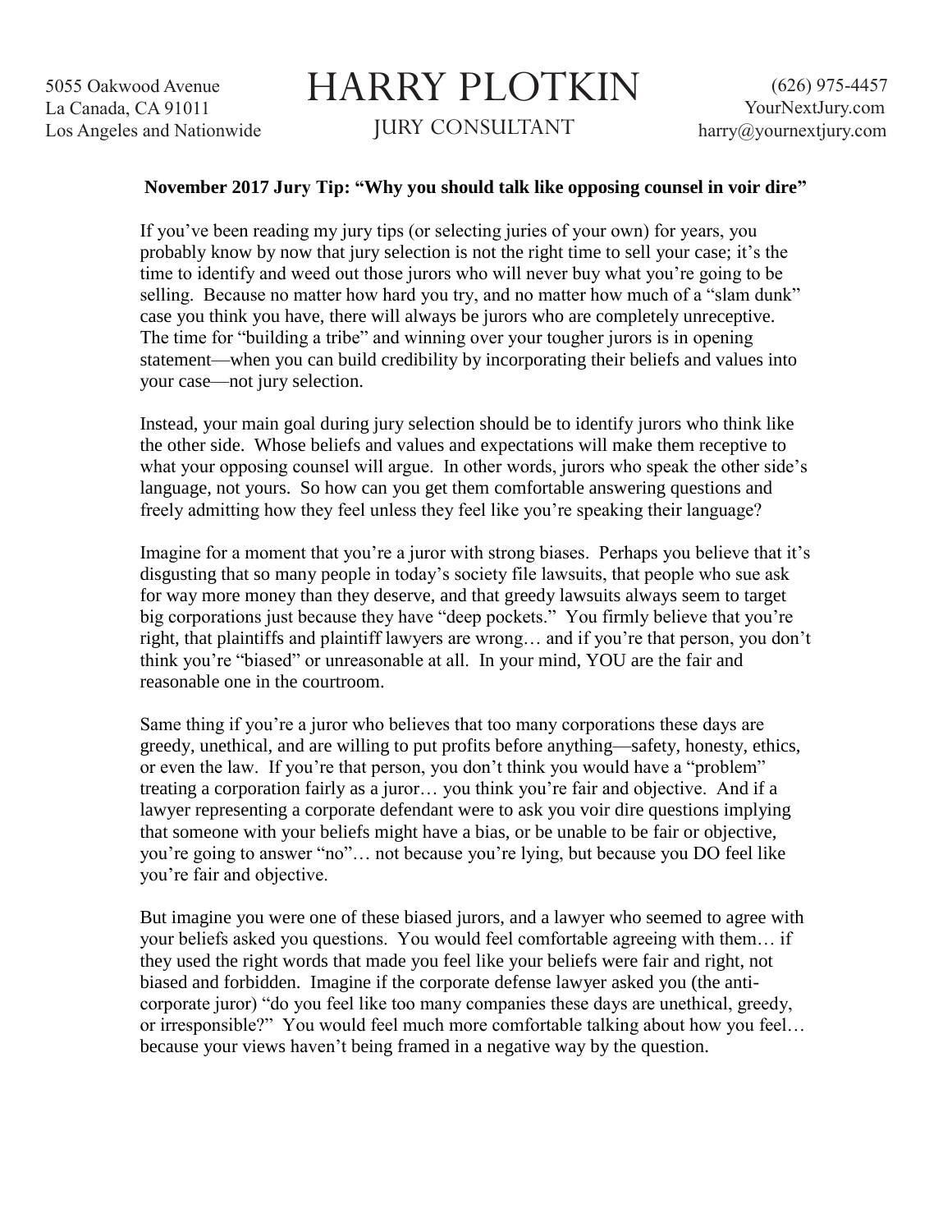5055 Oakwood Avenue
La Canada, CA 91011
Los Angeles and Nationwide

# HARRY PLOTKIN

JURY CONSULTANT

(626) 975-4457
YourNextJury.com
harry@yournextjury.com

**November 2017 Jury Tip: "Why you should talk like opposing counsel in voir dire"**

If you've been reading my jury tips (or selecting juries of your own) for years, you probably know by now that jury selection is not the right time to sell your case; it's the time to identify and weed out those jurors who will never buy what you're going to be selling. Because no matter how hard you try, and no matter how much of a "slam dunk" case you think you have, there will always be jurors who are completely unreceptive. The time for "building a tribe" and winning over your tougher jurors is in opening statement—when you can build credibility by incorporating their beliefs and values into your case—not jury selection.

Instead, your main goal during jury selection should be to identify jurors who think like the other side. Whose beliefs and values and expectations will make them receptive to what your opposing counsel will argue. In other words, jurors who speak the other side's language, not yours. So how can you get them comfortable answering questions and freely admitting how they feel unless they feel like you're speaking their language?

Imagine for a moment that you're a juror with strong biases. Perhaps you believe that it's disgusting that so many people in today's society file lawsuits, that people who sue ask for way more money than they deserve, and that greedy lawsuits always seem to target big corporations just because they have "deep pockets." You firmly believe that you're right, that plaintiffs and plaintiff lawyers are wrong… and if you're that person, you don't think you're "biased" or unreasonable at all. In your mind, YOU are the fair and reasonable one in the courtroom.

Same thing if you're a juror who believes that too many corporations these days are greedy, unethical, and are willing to put profits before anything—safety, honesty, ethics, or even the law. If you're that person, you don't think you would have a "problem" treating a corporation fairly as a juror… you think you're fair and objective. And if a lawyer representing a corporate defendant were to ask you voir dire questions implying that someone with your beliefs might have a bias, or be unable to be fair or objective, you're going to answer "no"… not because you're lying, but because you DO feel like you're fair and objective.

But imagine you were one of these biased jurors, and a lawyer who seemed to agree with your beliefs asked you questions. You would feel comfortable agreeing with them… if they used the right words that made you feel like your beliefs were fair and right, not biased and forbidden. Imagine if the corporate defense lawyer asked you (the anti-corporate juror) "do you feel like too many companies these days are unethical, greedy, or irresponsible?" You would feel much more comfortable talking about how you feel… because your views haven't being framed in a negative way by the question.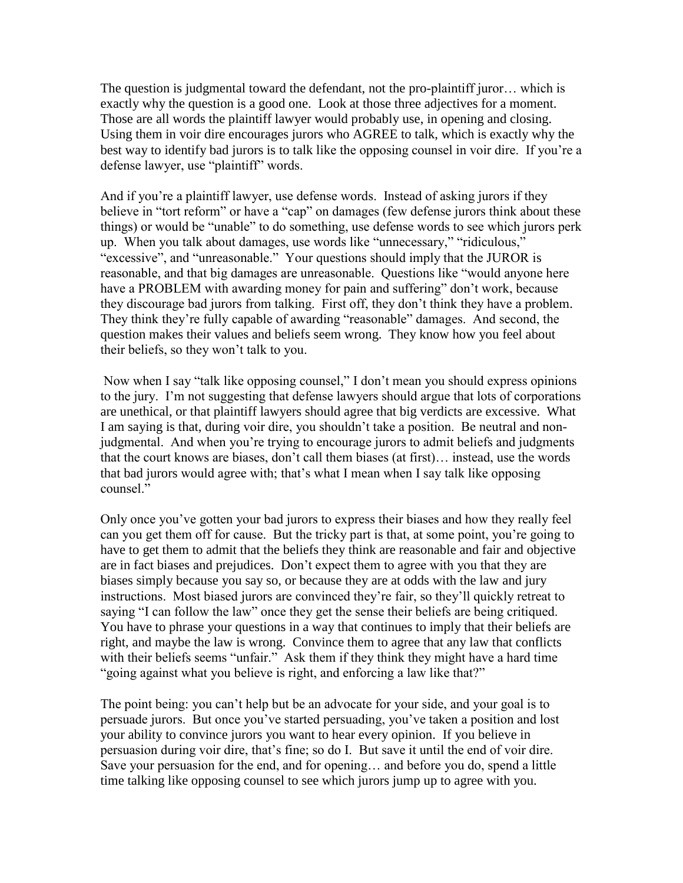The question is judgmental toward the defendant, not the pro-plaintiff juror… which is exactly why the question is a good one. Look at those three adjectives for a moment. Those are all words the plaintiff lawyer would probably use, in opening and closing. Using them in voir dire encourages jurors who AGREE to talk, which is exactly why the best way to identify bad jurors is to talk like the opposing counsel in voir dire. If you're a defense lawyer, use "plaintiff" words.

And if you're a plaintiff lawyer, use defense words. Instead of asking jurors if they believe in "tort reform" or have a "cap" on damages (few defense jurors think about these things) or would be "unable" to do something, use defense words to see which jurors perk up. When you talk about damages, use words like "unnecessary," "ridiculous," "excessive", and "unreasonable." Your questions should imply that the JUROR is reasonable, and that big damages are unreasonable. Questions like "would anyone here have a PROBLEM with awarding money for pain and suffering" don't work, because they discourage bad jurors from talking. First off, they don't think they have a problem. They think they're fully capable of awarding "reasonable" damages. And second, the question makes their values and beliefs seem wrong. They know how you feel about their beliefs, so they won't talk to you.

Now when I say "talk like opposing counsel," I don't mean you should express opinions to the jury. I'm not suggesting that defense lawyers should argue that lots of corporations are unethical, or that plaintiff lawyers should agree that big verdicts are excessive. What I am saying is that, during voir dire, you shouldn't take a position. Be neutral and non-judgmental. And when you're trying to encourage jurors to admit beliefs and judgments that the court knows are biases, don't call them biases (at first)… instead, use the words that bad jurors would agree with; that's what I mean when I say talk like opposing counsel."

Only once you've gotten your bad jurors to express their biases and how they really feel can you get them off for cause. But the tricky part is that, at some point, you're going to have to get them to admit that the beliefs they think are reasonable and fair and objective are in fact biases and prejudices. Don't expect them to agree with you that they are biases simply because you say so, or because they are at odds with the law and jury instructions. Most biased jurors are convinced they're fair, so they'll quickly retreat to saying "I can follow the law" once they get the sense their beliefs are being critiqued. You have to phrase your questions in a way that continues to imply that their beliefs are right, and maybe the law is wrong. Convince them to agree that any law that conflicts with their beliefs seems "unfair." Ask them if they think they might have a hard time "going against what you believe is right, and enforcing a law like that?"

The point being: you can't help but be an advocate for your side, and your goal is to persuade jurors. But once you've started persuading, you've taken a position and lost your ability to convince jurors you want to hear every opinion. If you believe in persuasion during voir dire, that's fine; so do I. But save it until the end of voir dire. Save your persuasion for the end, and for opening… and before you do, spend a little time talking like opposing counsel to see which jurors jump up to agree with you.